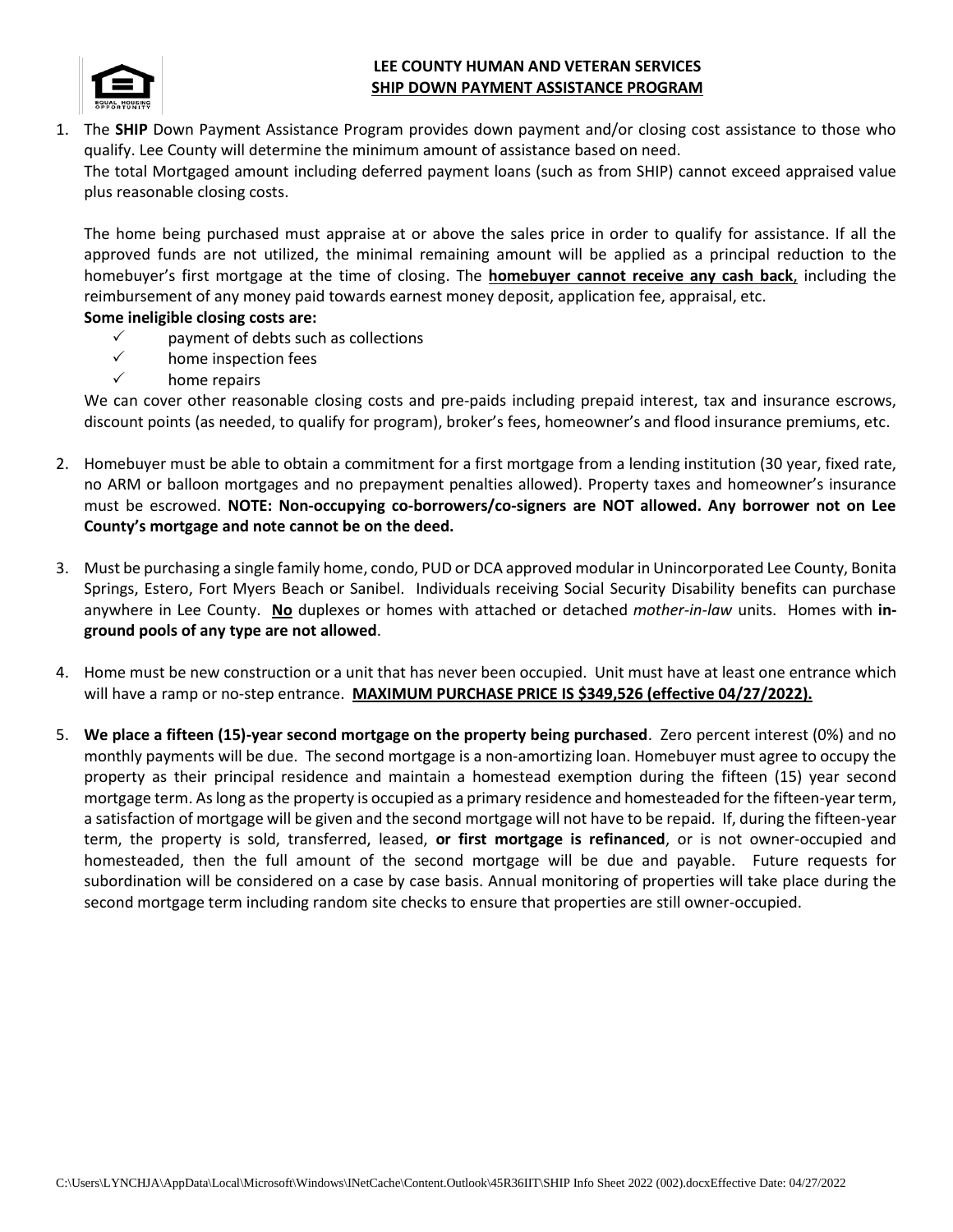# LEE COUNTY HUMAN AND VETERAN SERVICES

## SHIP DOWN PAYMENT ASSISTANCE PROGRAM

1. The **SHIP** Down Payment Assistance Program provides down payment and/or closing cost assistance to those who qualify. Lee County will determine the minimum amount of assistance based on need.
   The total Mortgaged amount including deferred payment loans (such as from SHIP) cannot exceed appraised value plus reasonable closing costs.

   The home being purchased must appraise at or above the sales price in order to qualify for assistance. If all the approved funds are not utilized, the minimal remaining amount will be applied as a principal reduction to the homebuyer's first mortgage at the time of closing. The **homebuyer cannot receive any cash back**, including the reimbursement of any money paid towards earnest money deposit, application fee, appraisal, etc.

   **Some ineligible closing costs are:**
   - ✓ payment of debts such as collections
   - ✓ home inspection fees
   - ✓ home repairs

   We can cover other reasonable closing costs and pre-paids including prepaid interest, tax and insurance escrows, discount points (as needed, to qualify for program), broker's fees, homeowner's and flood insurance premiums, etc.

2. Homebuyer must be able to obtain a commitment for a first mortgage from a lending institution (30 year, fixed rate, no ARM or balloon mortgages and no prepayment penalties allowed). Property taxes and homeowner's insurance must be escrowed. **NOTE: Non-occupying co-borrowers/co-signers are NOT allowed. Any borrower not on Lee County's mortgage and note cannot be on the deed.**

3. Must be purchasing a single family home, condo, PUD or DCA approved modular in Unincorporated Lee County, Bonita Springs, Estero, Fort Myers Beach or Sanibel. Individuals receiving Social Security Disability benefits can purchase anywhere in Lee County. **No** duplexes or homes with attached or detached *mother-in-law* units. Homes with **in-ground pools of any type are not allowed**.

4. Home must be new construction or a unit that has never been occupied. Unit must have at least one entrance which will have a ramp or no-step entrance. **MAXIMUM PURCHASE PRICE IS $349,526 (effective 04/27/2022).**

5. **We place a fifteen (15)-year second mortgage on the property being purchased**. Zero percent interest (0%) and no monthly payments will be due. The second mortgage is a non-amortizing loan. Homebuyer must agree to occupy the property as their principal residence and maintain a homestead exemption during the fifteen (15) year second mortgage term. As long as the property is occupied as a primary residence and homesteaded for the fifteen-year term, a satisfaction of mortgage will be given and the second mortgage will not have to be repaid. If, during the fifteen-year term, the property is sold, transferred, leased, **or first mortgage is refinanced**, or is not owner-occupied and homesteaded, then the full amount of the second mortgage will be due and payable. Future requests for subordination will be considered on a case by case basis. Annual monitoring of properties will take place during the second mortgage term including random site checks to ensure that properties are still owner-occupied.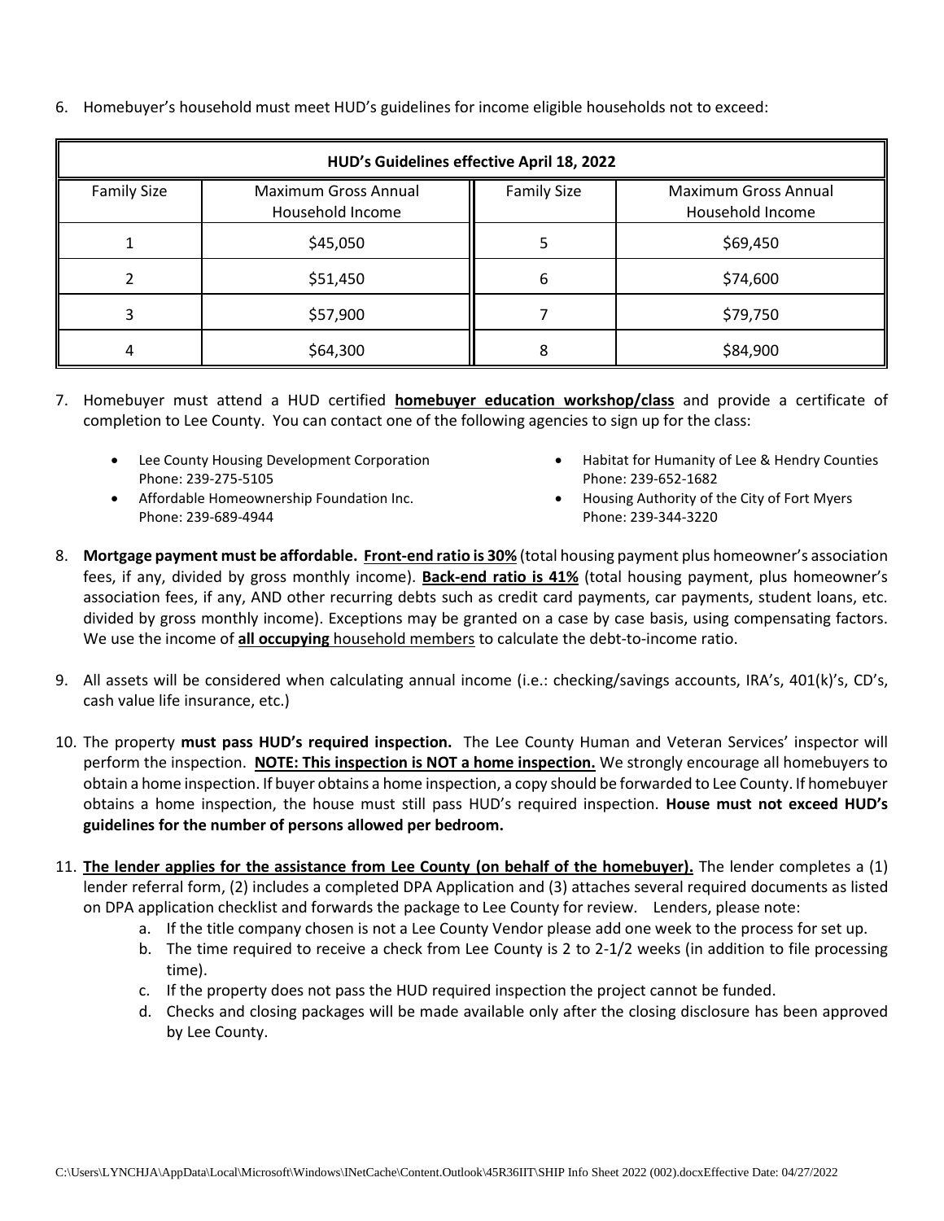6. Homebuyer's household must meet HUD's guidelines for income eligible households not to exceed:

| HUD's Guidelines effective April 18, 2022 | | | |
|---|---|---|---|
| Family Size | Maximum Gross Annual Household Income | Family Size | Maximum Gross Annual Household Income |
| 1 | $45,050 | 5 | $69,450 |
| 2 | $51,450 | 6 | $74,600 |
| 3 | $57,900 | 7 | $79,750 |
| 4 | $64,300 | 8 | $84,900 |

7. Homebuyer must attend a HUD certified **homebuyer education workshop/class** and provide a certificate of completion to Lee County. You can contact one of the following agencies to sign up for the class:

   - Lee County Housing Development Corporation
     Phone: 239-275-5105
   - Affordable Homeownership Foundation Inc.
     Phone: 239-689-4944
   - Habitat for Humanity of Lee & Hendry Counties
     Phone: 239-652-1682
   - Housing Authority of the City of Fort Myers
     Phone: 239-344-3220

8. **Mortgage payment must be affordable. Front-end ratio is 30%** (total housing payment plus homeowner's association fees, if any, divided by gross monthly income). **Back-end ratio is 41%** (total housing payment, plus homeowner's association fees, if any, AND other recurring debts such as credit card payments, car payments, student loans, etc. divided by gross monthly income). Exceptions may be granted on a case by case basis, using compensating factors. We use the income of **all occupying** household members to calculate the debt-to-income ratio.

9. All assets will be considered when calculating annual income (i.e.: checking/savings accounts, IRA's, 401(k)'s, CD's, cash value life insurance, etc.)

10. The property **must pass HUD's required inspection.** The Lee County Human and Veteran Services' inspector will perform the inspection. **NOTE: This inspection is NOT a home inspection.** We strongly encourage all homebuyers to obtain a home inspection. If buyer obtains a home inspection, a copy should be forwarded to Lee County. If homebuyer obtains a home inspection, the house must still pass HUD's required inspection. **House must not exceed HUD's guidelines for the number of persons allowed per bedroom.**

11. **The lender applies for the assistance from Lee County (on behalf of the homebuyer).** The lender completes a (1) lender referral form, (2) includes a completed DPA Application and (3) attaches several required documents as listed on DPA application checklist and forwards the package to Lee County for review. Lenders, please note:
    a. If the title company chosen is not a Lee County Vendor please add one week to the process for set up.
    b. The time required to receive a check from Lee County is 2 to 2-1/2 weeks (in addition to file processing time).
    c. If the property does not pass the HUD required inspection the project cannot be funded.
    d. Checks and closing packages will be made available only after the closing disclosure has been approved by Lee County.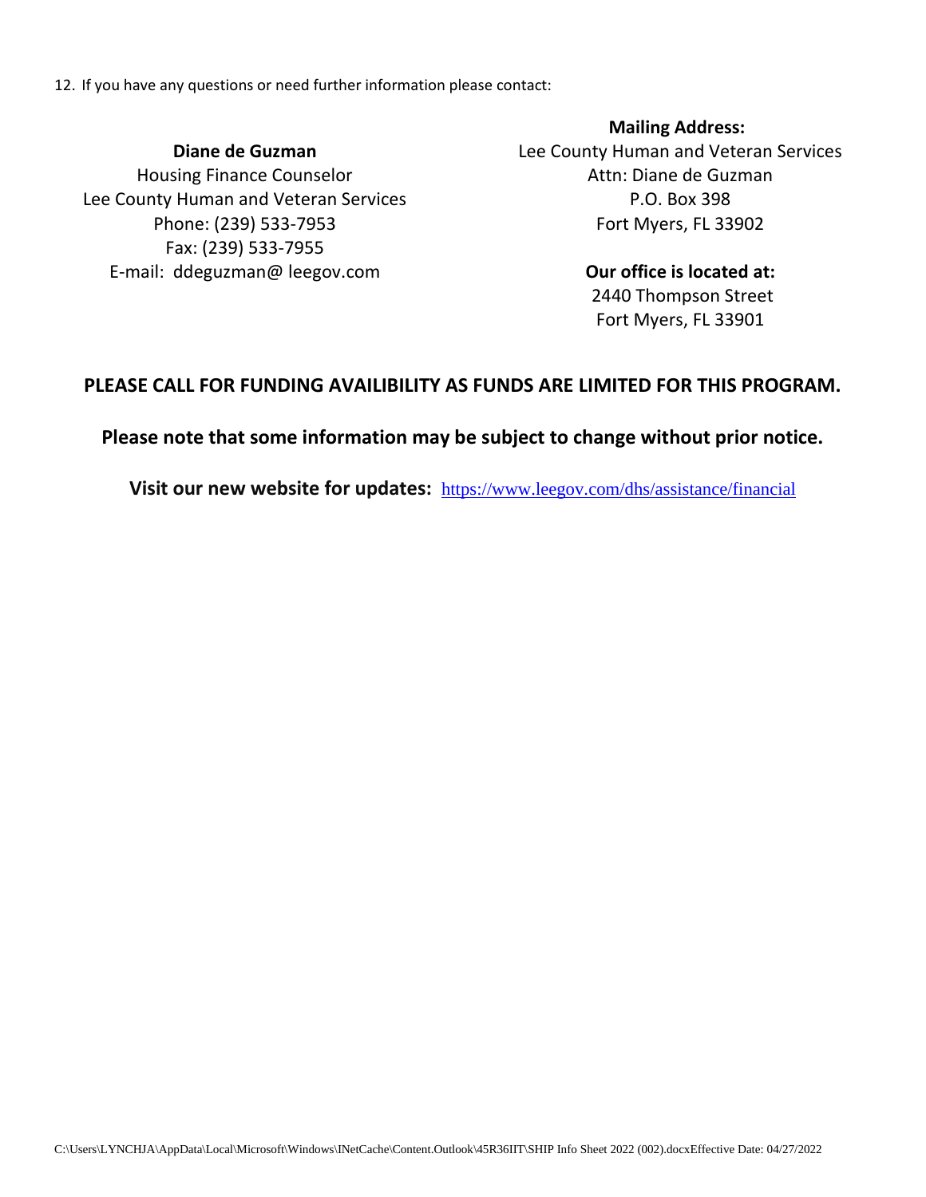12. If you have any questions or need further information please contact:

**Diane de Guzman**
Housing Finance Counselor
Lee County Human and Veteran Services
Phone: (239) 533-7953
Fax: (239) 533-7955
E-mail: ddeguzman@ leegov.com

**Mailing Address:**
Lee County Human and Veteran Services
Attn: Diane de Guzman
P.O. Box 398
Fort Myers, FL 33902

**Our office is located at:**
2440 Thompson Street
Fort Myers, FL 33901

**PLEASE CALL FOR FUNDING AVAILIBILITY AS FUNDS ARE LIMITED FOR THIS PROGRAM.**

**Please note that some information may be subject to change without prior notice.**

**Visit our new website for updates:** https://www.leegov.com/dhs/assistance/financial

C:\Users\LYNCHJA\AppData\Local\Microsoft\Windows\INetCache\Content.Outlook\45R36IIT\SHIP Info Sheet 2022 (002).docxEffective Date: 04/27/2022